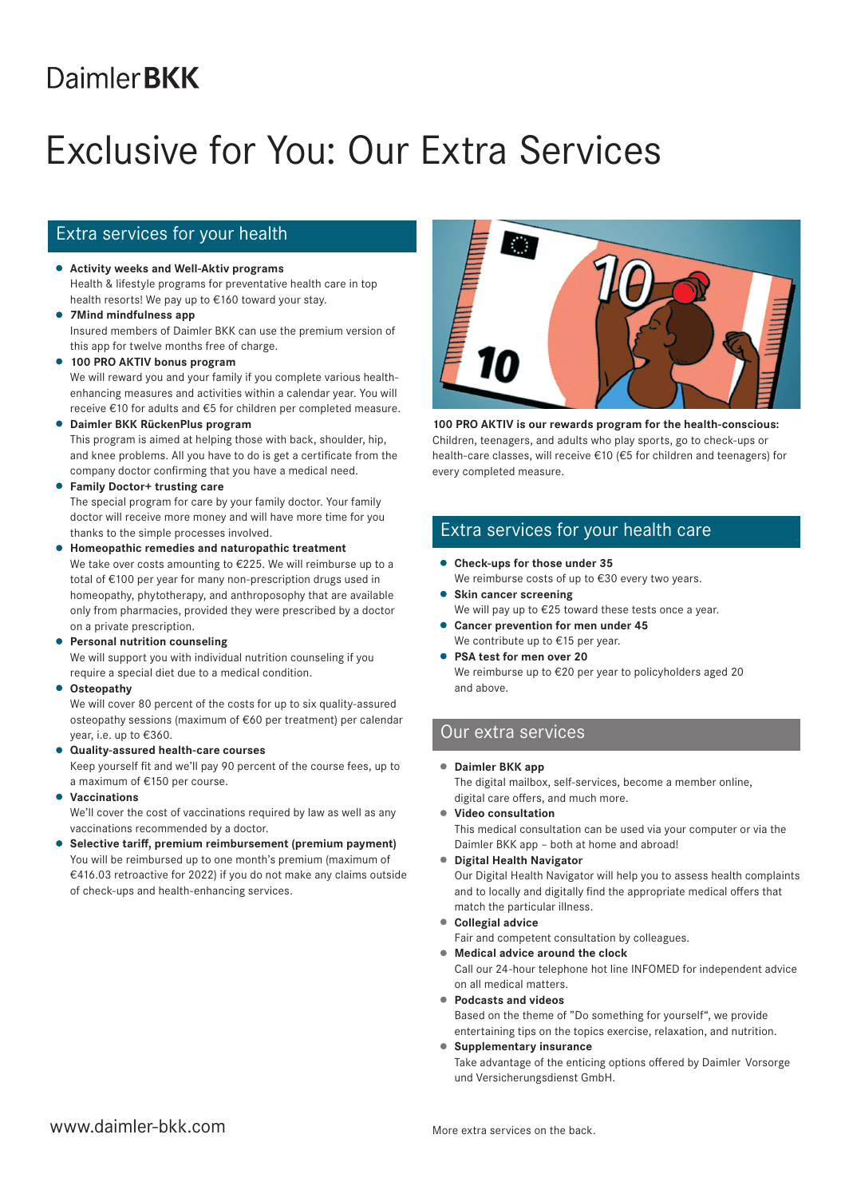Daimler **BKK**

# Exclusive for You: Our Extra Services

## Extra services for your health

- **Activity weeks and Well-Aktiv programs**
  Health & lifestyle programs for preventative health care in top health resorts! We pay up to €160 toward your stay.
- **7Mind mindfulness app**
  Insured members of Daimler BKK can use the premium version of this app for twelve months free of charge.
- **100 PRO AKTIV bonus program**
  We will reward you and your family if you complete various health-enhancing measures and activities within a calendar year. You will receive €10 for adults and €5 for children per completed measure.
- **Daimler BKK RückenPlus program**
  This program is aimed at helping those with back, shoulder, hip, and knee problems. All you have to do is get a certificate from the company doctor confirming that you have a medical need.
- **Family Doctor+ trusting care**
  The special program for care by your family doctor. Your family doctor will receive more money and will have more time for you thanks to the simple processes involved.
- **Homeopathic remedies and naturopathic treatment**
  We take over costs amounting to €225. We will reimburse up to a total of €100 per year for many non-prescription drugs used in homeopathy, phytotherapy, and anthroposophy that are available only from pharmacies, provided they were prescribed by a doctor on a private prescription.
- **Personal nutrition counseling**
  We will support you with individual nutrition counseling if you require a special diet due to a medical condition.
- **Osteopathy**
  We will cover 80 percent of the costs for up to six quality-assured osteopathy sessions (maximum of €60 per treatment) per calendar year, i.e. up to €360.
- **Quality-assured health-care courses**
  Keep yourself fit and we'll pay 90 percent of the course fees, up to a maximum of €150 per course.
- **Vaccinations**
  We'll cover the cost of vaccinations required by law as well as any vaccinations recommended by a doctor.
- **Selective tariff, premium reimbursement (premium payment)**
  You will be reimbursed up to one month's premium (maximum of €416.03 retroactive for 2022) if you do not make any claims outside of check-ups and health-enhancing services.

**100 PRO AKTIV is our rewards program for the health-conscious:** Children, teenagers, and adults who play sports, go to check-ups or health-care classes, will receive €10 (€5 for children and teenagers) for every completed measure.

## Extra services for your health care

- **Check-ups for those under 35**
  We reimburse costs of up to €30 every two years.
- **Skin cancer screening**
  We will pay up to €25 toward these tests once a year.
- **Cancer prevention for men under 45**
  We contribute up to €15 per year.
- **PSA test for men over 20**
  We reimburse up to €20 per year to policyholders aged 20 and above.

## Our extra services

- **Daimler BKK app**
  The digital mailbox, self-services, become a member online, digital care offers, and much more.
- **Video consultation**
  This medical consultation can be used via your computer or via the Daimler BKK app – both at home and abroad!
- **Digital Health Navigator**
  Our Digital Health Navigator will help you to assess health complaints and to locally and digitally find the appropriate medical offers that match the particular illness.
- **Collegial advice**
  Fair and competent consultation by colleagues.
- **Medical advice around the clock**
  Call our 24-hour telephone hot line INFOMED for independent advice on all medical matters.
- **Podcasts and videos**
  Based on the theme of "Do something for yourself", we provide entertaining tips on the topics exercise, relaxation, and nutrition.
- **Supplementary insurance**
  Take advantage of the enticing options offered by Daimler Vorsorge und Versicherungsdienst GmbH.

www.daimler-bkk.com

More extra services on the back.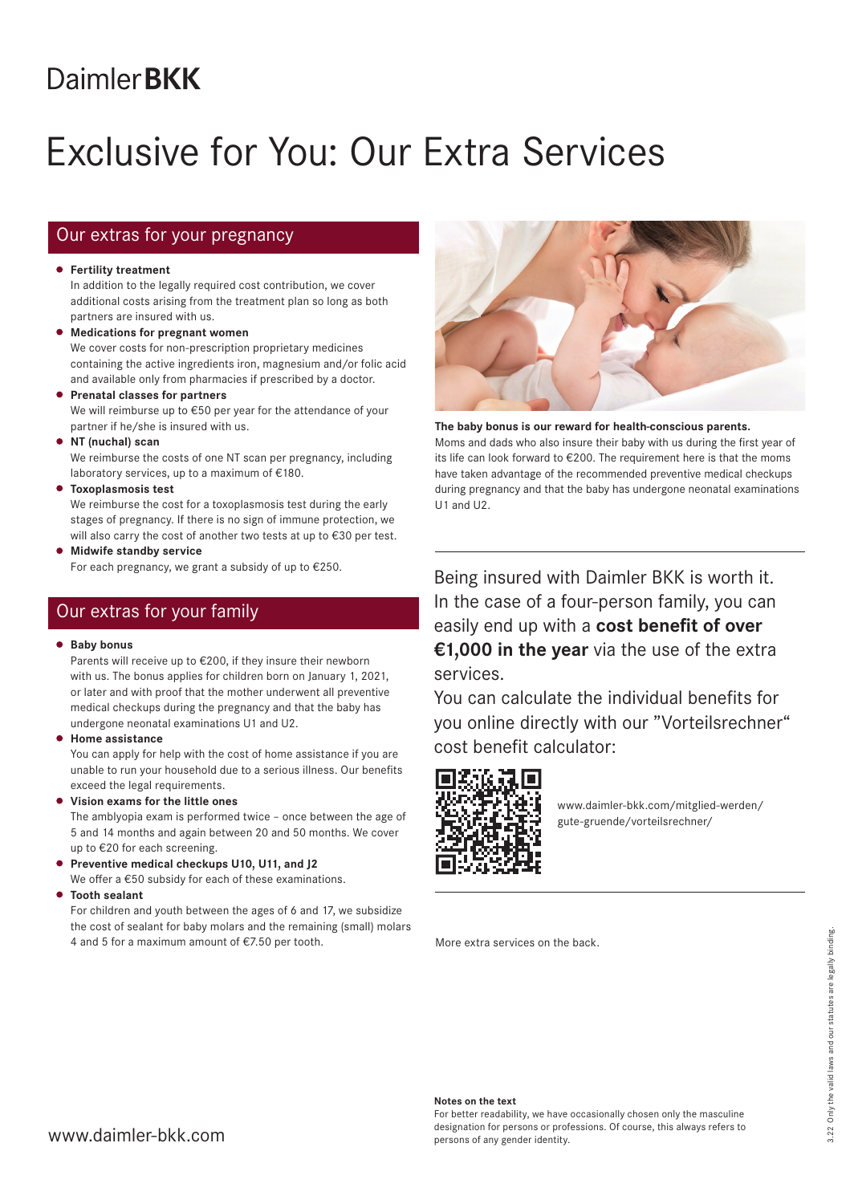# Daimler BKK

# Exclusive for You: Our Extra Services

## Our extras for your pregnancy

- **Fertility treatment**
  In addition to the legally required cost contribution, we cover additional costs arising from the treatment plan so long as both partners are insured with us.
- **Medications for pregnant women**
  We cover costs for non-prescription proprietary medicines containing the active ingredients iron, magnesium and/or folic acid and available only from pharmacies if prescribed by a doctor.
- **Prenatal classes for partners**
  We will reimburse up to €50 per year for the attendance of your partner if he/she is insured with us.
- **NT (nuchal) scan**
  We reimburse the costs of one NT scan per pregnancy, including laboratory services, up to a maximum of €180.
- **Toxoplasmosis test**
  We reimburse the cost for a toxoplasmosis test during the early stages of pregnancy. If there is no sign of immune protection, we will also carry the cost of another two tests at up to €30 per test.
- **Midwife standby service**
  For each pregnancy, we grant a subsidy of up to €250.

## Our extras for your family

- **Baby bonus**
  Parents will receive up to €200, if they insure their newborn with us. The bonus applies for children born on January 1, 2021, or later and with proof that the mother underwent all preventive medical checkups during the pregnancy and that the baby has undergone neonatal examinations U1 and U2.
- **Home assistance**
  You can apply for help with the cost of home assistance if you are unable to run your household due to a serious illness. Our benefits exceed the legal requirements.
- **Vision exams for the little ones**
  The amblyopia exam is performed twice – once between the age of 5 and 14 months and again between 20 and 50 months. We cover up to €20 for each screening.
- **Preventive medical checkups U10, U11, and J2**
  We offer a €50 subsidy for each of these examinations.
- **Tooth sealant**
  For children and youth between the ages of 6 and 17, we subsidize the cost of sealant for baby molars and the remaining (small) molars 4 and 5 for a maximum amount of €7.50 per tooth.

**The baby bonus is our reward for health-conscious parents.**
Moms and dads who also insure their baby with us during the first year of its life can look forward to €200. The requirement here is that the moms have taken advantage of the recommended preventive medical checkups during pregnancy and that the baby has undergone neonatal examinations U1 and U2.

Being insured with Daimler BKK is worth it. In the case of a four-person family, you can easily end up with a **cost benefit of over €1,000 in the year** via the use of the extra services.
You can calculate the individual benefits for you online directly with our "Vorteilsrechner" cost benefit calculator:

www.daimler-bkk.com/mitglied-werden/gute-gruende/vorteilsrechner/

More extra services on the back.

**Notes on the text**
For better readability, we have occasionally chosen only the masculine designation for persons or professions. Of course, this always refers to persons of any gender identity.

www.daimler-bkk.com

3.22 Only the valid laws and our statutes are legally binding.